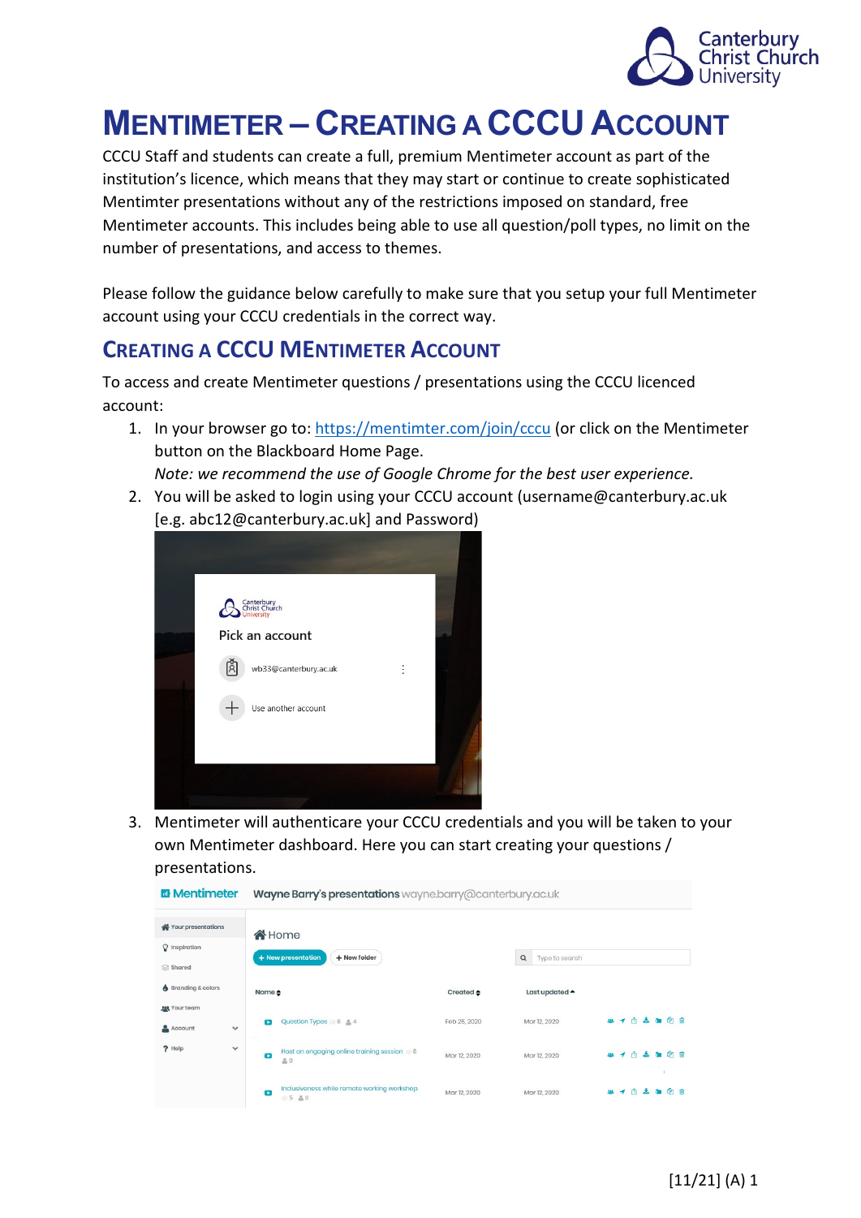# MENTIMETER – CREATING A CCCU ACCOUNT

CCCU Staff and students can create a full, premium Mentimeter account as part of the institution's licence, which means that they may start or continue to create sophisticated Mentimter presentations without any of the restrictions imposed on standard, free Mentimeter accounts. This includes being able to use all question/poll types, no limit on the number of presentations, and access to themes.

Please follow the guidance below carefully to make sure that you setup your full Mentimeter account using your CCCU credentials in the correct way.

## CREATING A CCCU MENTIMETER ACCOUNT

To access and create Mentimeter questions / presentations using the CCCU licenced account:

1. In your browser go to: [https://mentimter.com/join/cccu](https://mentimter.com/join/cccu) (or click on the Mentimeter button on the Blackboard Home Page.
   *Note: we recommend the use of Google Chrome for the best user experience.*
2. You will be asked to login using your CCCU account (username@canterbury.ac.uk [e.g. abc12@canterbury.ac.uk] and Password)
3. Mentimeter will authenticare your CCCU credentials and you will be taken to your own Mentimeter dashboard. Here you can start creating your questions / presentations.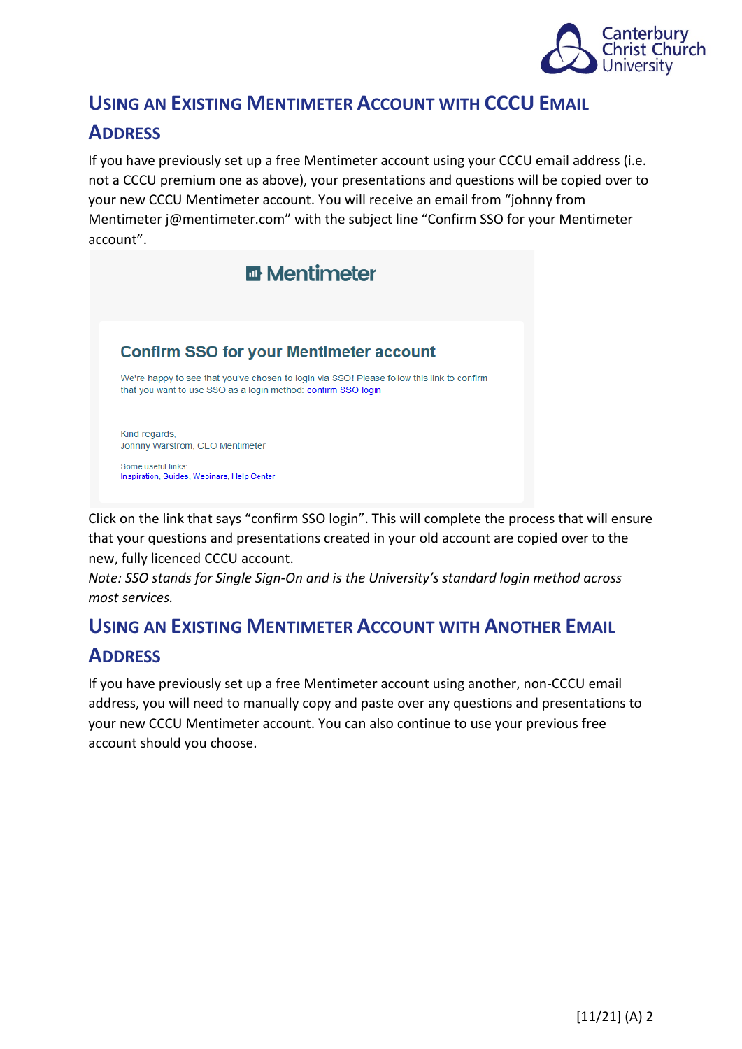## Using an Existing Mentimeter Account with CCCU Email Address

If you have previously set up a free Mentimeter account using your CCCU email address (i.e. not a CCCU premium one as above), your presentations and questions will be copied over to your new CCCU Mentimeter account. You will receive an email from "johnny from Mentimeter j@mentimeter.com" with the subject line "Confirm SSO for your Mentimeter account".

Mentimeter

**Confirm SSO for your Mentimeter account**

We're happy to see that you've chosen to login via SSO! Please follow this link to confirm that you want to use SSO as a login method: confirm SSO login

Kind regards,
Johnny Warström, CEO Mentimeter

Some useful links:
Inspiration, Guides, Webinars, Help Center

Click on the link that says "confirm SSO login". This will complete the process that will ensure that your questions and presentations created in your old account are copied over to the new, fully licenced CCCU account.

*Note: SSO stands for Single Sign-On and is the University's standard login method across most services.*

## Using an Existing Mentimeter Account with Another Email Address

If you have previously set up a free Mentimeter account using another, non-CCCU email address, you will need to manually copy and paste over any questions and presentations to your new CCCU Mentimeter account. You can also continue to use your previous free account should you choose.